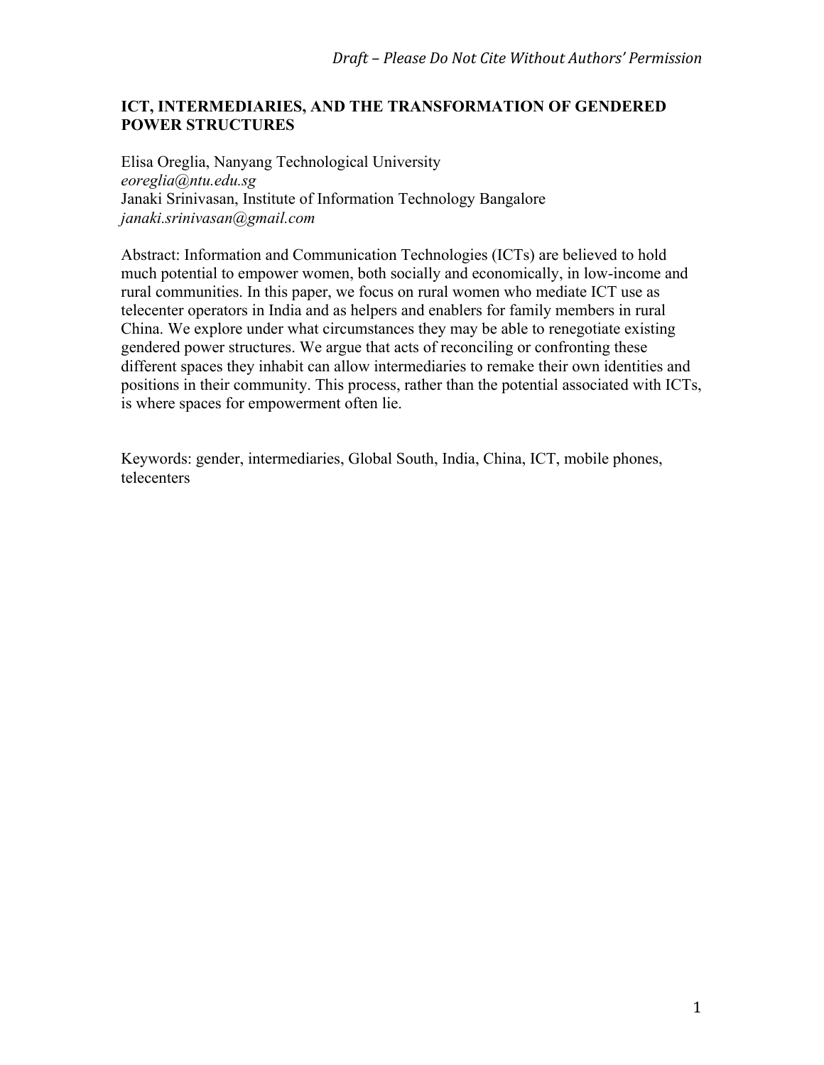*Draft – Please Do Not Cite Without Authors' Permission*

# ICT, INTERMEDIARIES, AND THE TRANSFORMATION OF GENDERED POWER STRUCTURES

Elisa Oreglia, Nanyang Technological University
*eoreglia@ntu.edu.sg*
Janaki Srinivasan, Institute of Information Technology Bangalore
*janaki.srinivasan@gmail.com*

Abstract: Information and Communication Technologies (ICTs) are believed to hold much potential to empower women, both socially and economically, in low-income and rural communities. In this paper, we focus on rural women who mediate ICT use as telecenter operators in India and as helpers and enablers for family members in rural China. We explore under what circumstances they may be able to renegotiate existing gendered power structures. We argue that acts of reconciling or confronting these different spaces they inhabit can allow intermediaries to remake their own identities and positions in their community. This process, rather than the potential associated with ICTs, is where spaces for empowerment often lie.

Keywords: gender, intermediaries, Global South, India, China, ICT, mobile phones, telecenters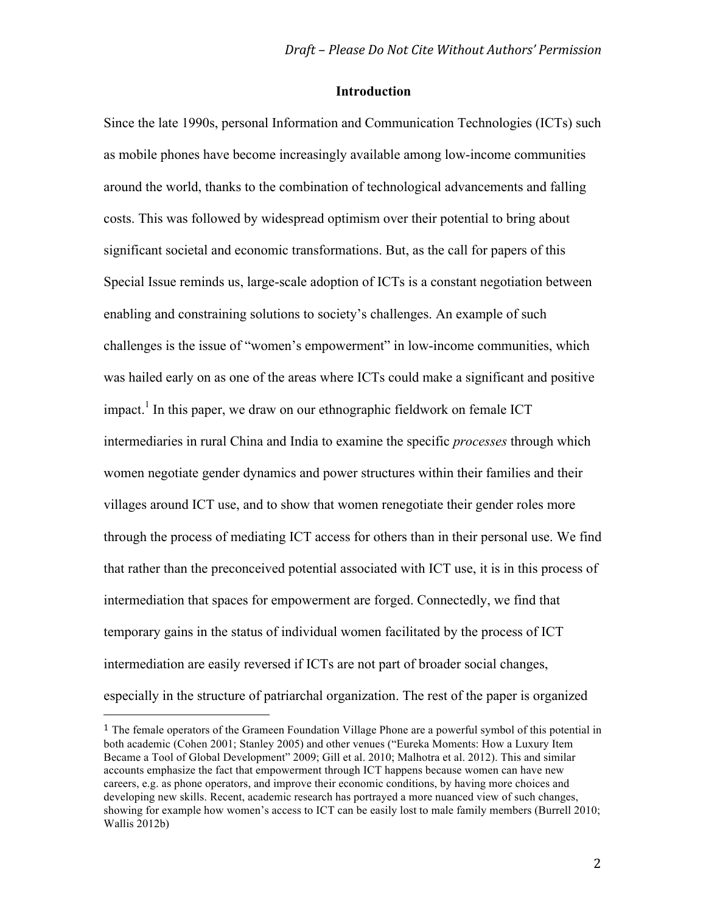## Introduction

Since the late 1990s, personal Information and Communication Technologies (ICTs) such as mobile phones have become increasingly available among low-income communities around the world, thanks to the combination of technological advancements and falling costs. This was followed by widespread optimism over their potential to bring about significant societal and economic transformations. But, as the call for papers of this Special Issue reminds us, large-scale adoption of ICTs is a constant negotiation between enabling and constraining solutions to society's challenges. An example of such challenges is the issue of "women's empowerment" in low-income communities, which was hailed early on as one of the areas where ICTs could make a significant and positive impact.[1] In this paper, we draw on our ethnographic fieldwork on female ICT intermediaries in rural China and India to examine the specific *processes* through which women negotiate gender dynamics and power structures within their families and their villages around ICT use, and to show that women renegotiate their gender roles more through the process of mediating ICT access for others than in their personal use. We find that rather than the preconceived potential associated with ICT use, it is in this process of intermediation that spaces for empowerment are forged. Connectedly, we find that temporary gains in the status of individual women facilitated by the process of ICT intermediation are easily reversed if ICTs are not part of broader social changes, especially in the structure of patriarchal organization. The rest of the paper is organized

[1] The female operators of the Grameen Foundation Village Phone are a powerful symbol of this potential in both academic (Cohen 2001; Stanley 2005) and other venues ("Eureka Moments: How a Luxury Item Became a Tool of Global Development" 2009; Gill et al. 2010; Malhotra et al. 2012). This and similar accounts emphasize the fact that empowerment through ICT happens because women can have new careers, e.g. as phone operators, and improve their economic conditions, by having more choices and developing new skills. Recent, academic research has portrayed a more nuanced view of such changes, showing for example how women's access to ICT can be easily lost to male family members (Burrell 2010; Wallis 2012b)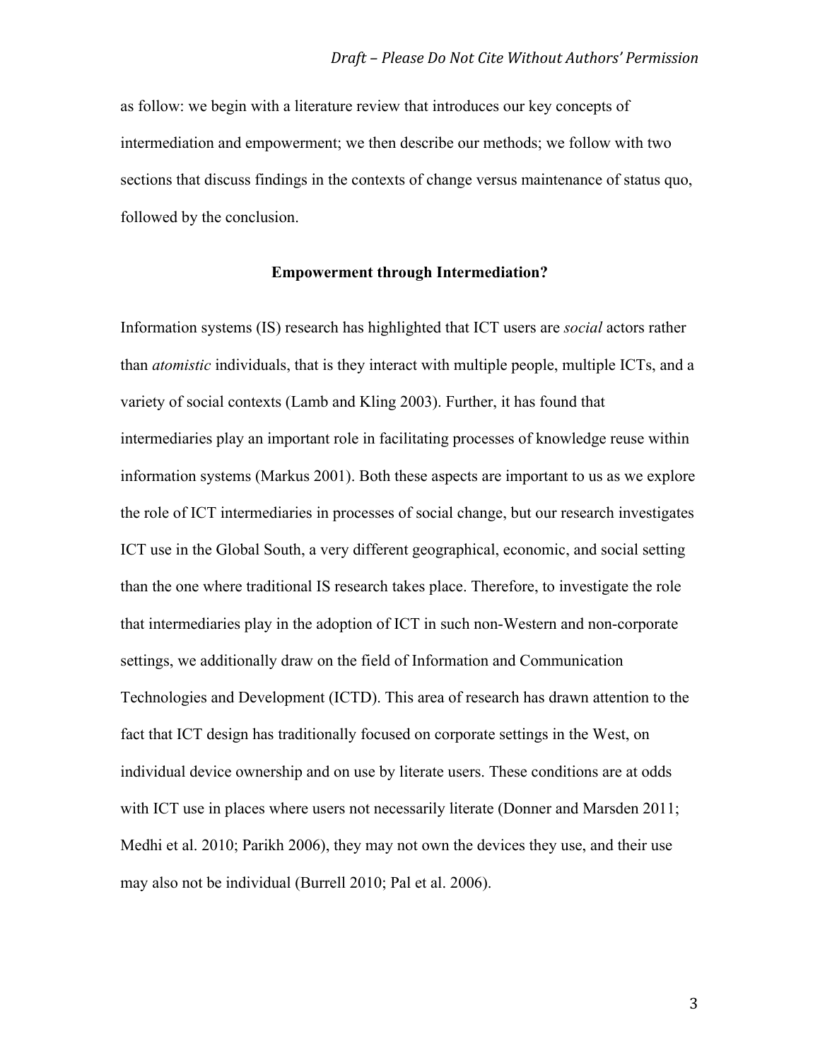as follow: we begin with a literature review that introduces our key concepts of intermediation and empowerment; we then describe our methods; we follow with two sections that discuss findings in the contexts of change versus maintenance of status quo, followed by the conclusion.

## Empowerment through Intermediation?

Information systems (IS) research has highlighted that ICT users are *social* actors rather than *atomistic* individuals, that is they interact with multiple people, multiple ICTs, and a variety of social contexts (Lamb and Kling 2003). Further, it has found that intermediaries play an important role in facilitating processes of knowledge reuse within information systems (Markus 2001). Both these aspects are important to us as we explore the role of ICT intermediaries in processes of social change, but our research investigates ICT use in the Global South, a very different geographical, economic, and social setting than the one where traditional IS research takes place. Therefore, to investigate the role that intermediaries play in the adoption of ICT in such non-Western and non-corporate settings, we additionally draw on the field of Information and Communication Technologies and Development (ICTD). This area of research has drawn attention to the fact that ICT design has traditionally focused on corporate settings in the West, on individual device ownership and on use by literate users. These conditions are at odds with ICT use in places where users not necessarily literate (Donner and Marsden 2011; Medhi et al. 2010; Parikh 2006), they may not own the devices they use, and their use may also not be individual (Burrell 2010; Pal et al. 2006).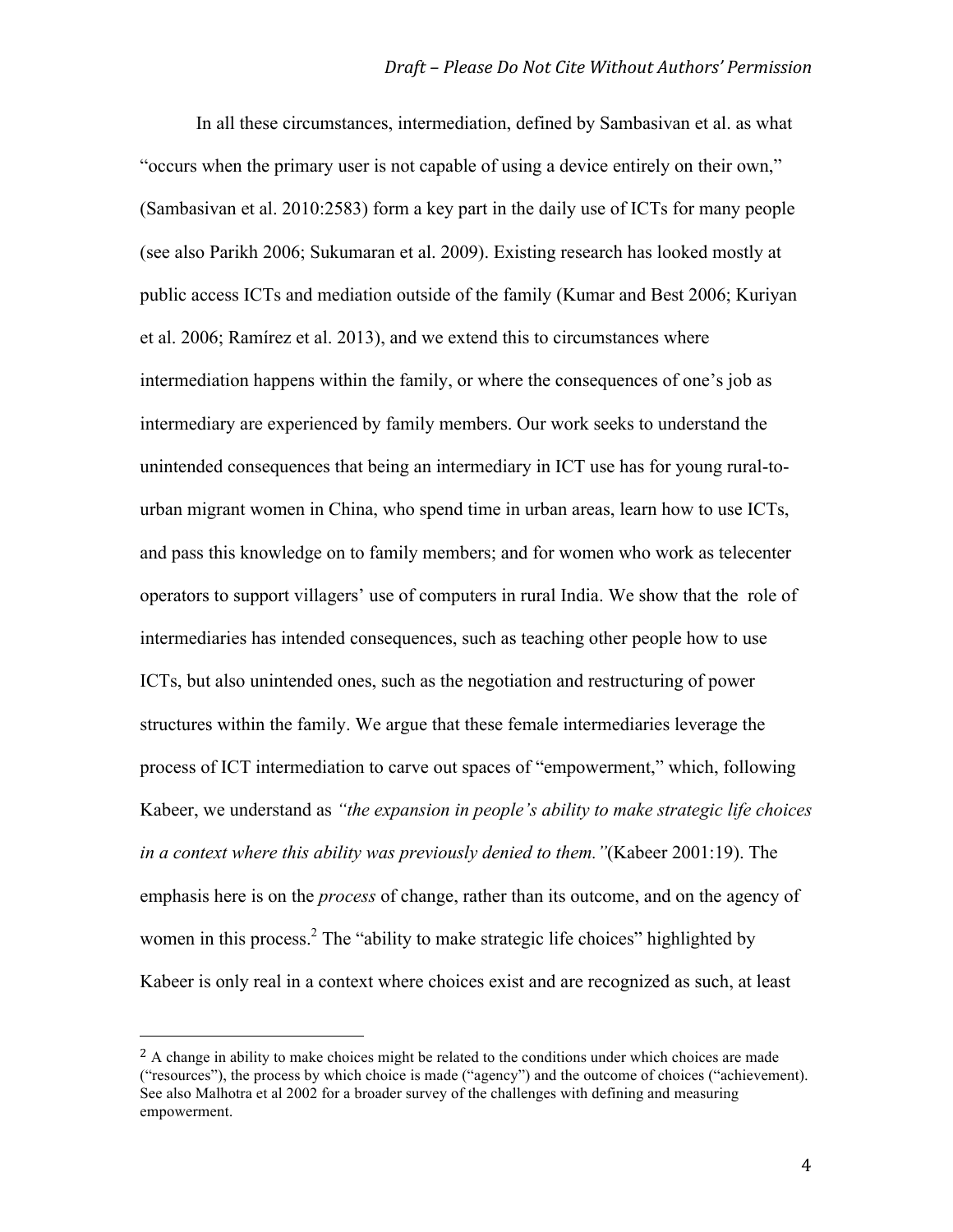In all these circumstances, intermediation, defined by Sambasivan et al. as what "occurs when the primary user is not capable of using a device entirely on their own," (Sambasivan et al. 2010:2583) form a key part in the daily use of ICTs for many people (see also Parikh 2006; Sukumaran et al. 2009). Existing research has looked mostly at public access ICTs and mediation outside of the family (Kumar and Best 2006; Kuriyan et al. 2006; Ramírez et al. 2013), and we extend this to circumstances where intermediation happens within the family, or where the consequences of one's job as intermediary are experienced by family members. Our work seeks to understand the unintended consequences that being an intermediary in ICT use has for young rural-to-urban migrant women in China, who spend time in urban areas, learn how to use ICTs, and pass this knowledge on to family members; and for women who work as telecenter operators to support villagers' use of computers in rural India. We show that the role of intermediaries has intended consequences, such as teaching other people how to use ICTs, but also unintended ones, such as the negotiation and restructuring of power structures within the family. We argue that these female intermediaries leverage the process of ICT intermediation to carve out spaces of "empowerment," which, following Kabeer, we understand as *"the expansion in people's ability to make strategic life choices in a context where this ability was previously denied to them."*(Kabeer 2001:19). The emphasis here is on the *process* of change, rather than its outcome, and on the agency of women in this process.[2] The "ability to make strategic life choices" highlighted by Kabeer is only real in a context where choices exist and are recognized as such, at least

[2] A change in ability to make choices might be related to the conditions under which choices are made ("resources"), the process by which choice is made ("agency") and the outcome of choices ("achievement). See also Malhotra et al 2002 for a broader survey of the challenges with defining and measuring empowerment.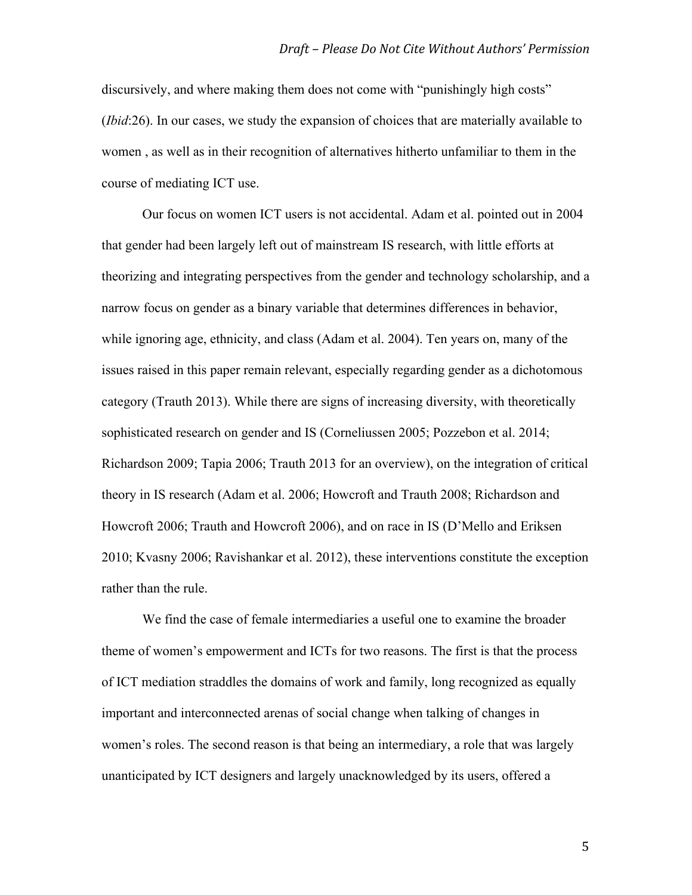discursively, and where making them does not come with "punishingly high costs" (*Ibid*:26). In our cases, we study the expansion of choices that are materially available to women , as well as in their recognition of alternatives hitherto unfamiliar to them in the course of mediating ICT use.

Our focus on women ICT users is not accidental. Adam et al. pointed out in 2004 that gender had been largely left out of mainstream IS research, with little efforts at theorizing and integrating perspectives from the gender and technology scholarship, and a narrow focus on gender as a binary variable that determines differences in behavior, while ignoring age, ethnicity, and class (Adam et al. 2004). Ten years on, many of the issues raised in this paper remain relevant, especially regarding gender as a dichotomous category (Trauth 2013). While there are signs of increasing diversity, with theoretically sophisticated research on gender and IS (Corneliussen 2005; Pozzebon et al. 2014; Richardson 2009; Tapia 2006; Trauth 2013 for an overview), on the integration of critical theory in IS research (Adam et al. 2006; Howcroft and Trauth 2008; Richardson and Howcroft 2006; Trauth and Howcroft 2006), and on race in IS (D'Mello and Eriksen 2010; Kvasny 2006; Ravishankar et al. 2012), these interventions constitute the exception rather than the rule.

We find the case of female intermediaries a useful one to examine the broader theme of women's empowerment and ICTs for two reasons. The first is that the process of ICT mediation straddles the domains of work and family, long recognized as equally important and interconnected arenas of social change when talking of changes in women's roles. The second reason is that being an intermediary, a role that was largely unanticipated by ICT designers and largely unacknowledged by its users, offered a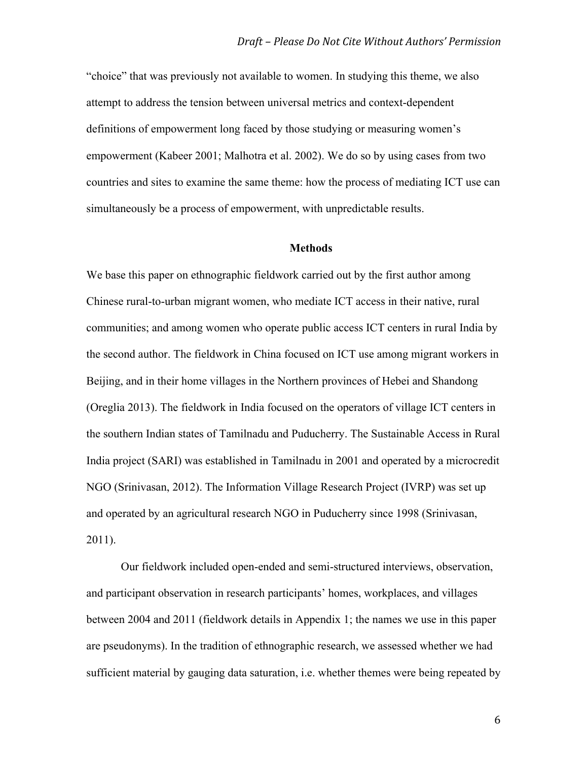"choice" that was previously not available to women. In studying this theme, we also attempt to address the tension between universal metrics and context-dependent definitions of empowerment long faced by those studying or measuring women's empowerment (Kabeer 2001; Malhotra et al. 2002). We do so by using cases from two countries and sites to examine the same theme: how the process of mediating ICT use can simultaneously be a process of empowerment, with unpredictable results.

## Methods

We base this paper on ethnographic fieldwork carried out by the first author among Chinese rural-to-urban migrant women, who mediate ICT access in their native, rural communities; and among women who operate public access ICT centers in rural India by the second author. The fieldwork in China focused on ICT use among migrant workers in Beijing, and in their home villages in the Northern provinces of Hebei and Shandong (Oreglia 2013). The fieldwork in India focused on the operators of village ICT centers in the southern Indian states of Tamilnadu and Puducherry. The Sustainable Access in Rural India project (SARI) was established in Tamilnadu in 2001 and operated by a microcredit NGO (Srinivasan, 2012). The Information Village Research Project (IVRP) was set up and operated by an agricultural research NGO in Puducherry since 1998 (Srinivasan, 2011).

Our fieldwork included open-ended and semi-structured interviews, observation, and participant observation in research participants' homes, workplaces, and villages between 2004 and 2011 (fieldwork details in Appendix 1; the names we use in this paper are pseudonyms). In the tradition of ethnographic research, we assessed whether we had sufficient material by gauging data saturation, i.e. whether themes were being repeated by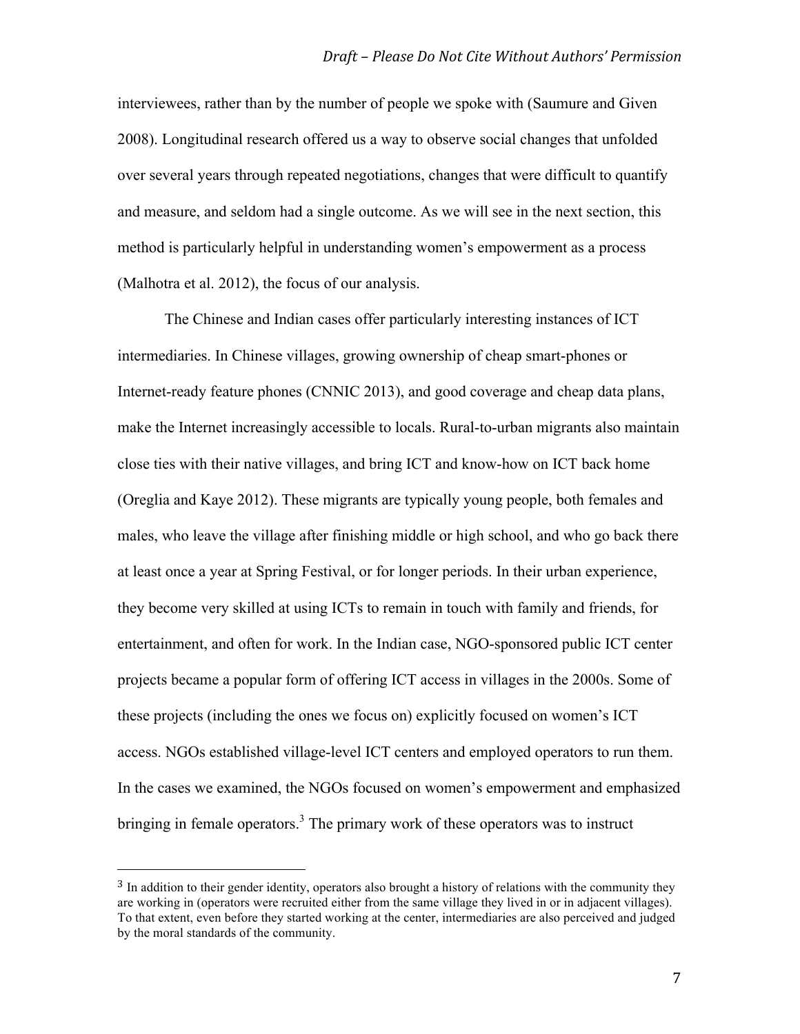interviewees, rather than by the number of people we spoke with (Saumure and Given 2008). Longitudinal research offered us a way to observe social changes that unfolded over several years through repeated negotiations, changes that were difficult to quantify and measure, and seldom had a single outcome. As we will see in the next section, this method is particularly helpful in understanding women's empowerment as a process (Malhotra et al. 2012), the focus of our analysis.

The Chinese and Indian cases offer particularly interesting instances of ICT intermediaries. In Chinese villages, growing ownership of cheap smart-phones or Internet-ready feature phones (CNNIC 2013), and good coverage and cheap data plans, make the Internet increasingly accessible to locals. Rural-to-urban migrants also maintain close ties with their native villages, and bring ICT and know-how on ICT back home (Oreglia and Kaye 2012). These migrants are typically young people, both females and males, who leave the village after finishing middle or high school, and who go back there at least once a year at Spring Festival, or for longer periods. In their urban experience, they become very skilled at using ICTs to remain in touch with family and friends, for entertainment, and often for work. In the Indian case, NGO-sponsored public ICT center projects became a popular form of offering ICT access in villages in the 2000s. Some of these projects (including the ones we focus on) explicitly focused on women's ICT access. NGOs established village-level ICT centers and employed operators to run them. In the cases we examined, the NGOs focused on women's empowerment and emphasized bringing in female operators.[3] The primary work of these operators was to instruct

---

[3] In addition to their gender identity, operators also brought a history of relations with the community they are working in (operators were recruited either from the same village they lived in or in adjacent villages). To that extent, even before they started working at the center, intermediaries are also perceived and judged by the moral standards of the community.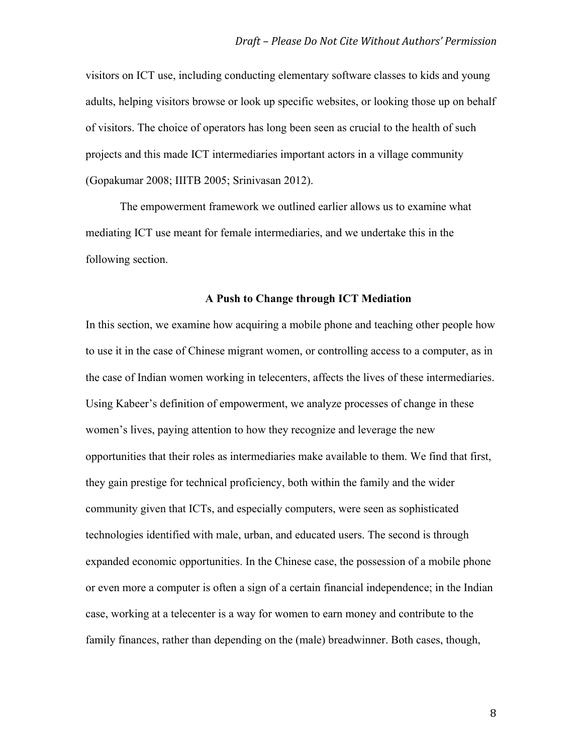visitors on ICT use, including conducting elementary software classes to kids and young adults, helping visitors browse or look up specific websites, or looking those up on behalf of visitors. The choice of operators has long been seen as crucial to the health of such projects and this made ICT intermediaries important actors in a village community (Gopakumar 2008; IIITB 2005; Srinivasan 2012).

The empowerment framework we outlined earlier allows us to examine what mediating ICT use meant for female intermediaries, and we undertake this in the following section.

## A Push to Change through ICT Mediation

In this section, we examine how acquiring a mobile phone and teaching other people how to use it in the case of Chinese migrant women, or controlling access to a computer, as in the case of Indian women working in telecenters, affects the lives of these intermediaries. Using Kabeer's definition of empowerment, we analyze processes of change in these women's lives, paying attention to how they recognize and leverage the new opportunities that their roles as intermediaries make available to them. We find that first, they gain prestige for technical proficiency, both within the family and the wider community given that ICTs, and especially computers, were seen as sophisticated technologies identified with male, urban, and educated users. The second is through expanded economic opportunities. In the Chinese case, the possession of a mobile phone or even more a computer is often a sign of a certain financial independence; in the Indian case, working at a telecenter is a way for women to earn money and contribute to the family finances, rather than depending on the (male) breadwinner. Both cases, though,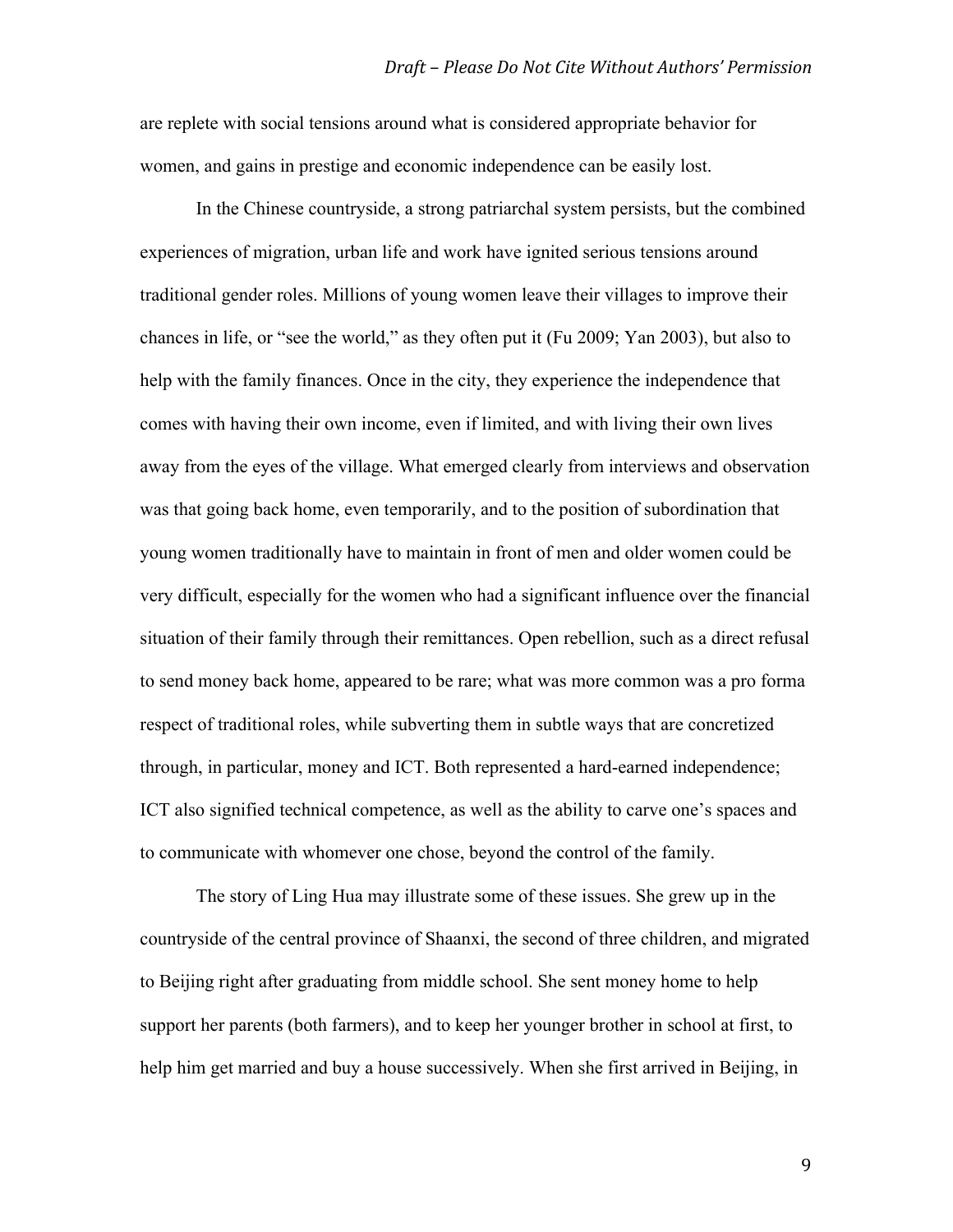are replete with social tensions around what is considered appropriate behavior for women, and gains in prestige and economic independence can be easily lost.

In the Chinese countryside, a strong patriarchal system persists, but the combined experiences of migration, urban life and work have ignited serious tensions around traditional gender roles. Millions of young women leave their villages to improve their chances in life, or "see the world," as they often put it (Fu 2009; Yan 2003), but also to help with the family finances. Once in the city, they experience the independence that comes with having their own income, even if limited, and with living their own lives away from the eyes of the village. What emerged clearly from interviews and observation was that going back home, even temporarily, and to the position of subordination that young women traditionally have to maintain in front of men and older women could be very difficult, especially for the women who had a significant influence over the financial situation of their family through their remittances. Open rebellion, such as a direct refusal to send money back home, appeared to be rare; what was more common was a pro forma respect of traditional roles, while subverting them in subtle ways that are concretized through, in particular, money and ICT. Both represented a hard-earned independence; ICT also signified technical competence, as well as the ability to carve one's spaces and to communicate with whomever one chose, beyond the control of the family.

The story of Ling Hua may illustrate some of these issues. She grew up in the countryside of the central province of Shaanxi, the second of three children, and migrated to Beijing right after graduating from middle school. She sent money home to help support her parents (both farmers), and to keep her younger brother in school at first, to help him get married and buy a house successively. When she first arrived in Beijing, in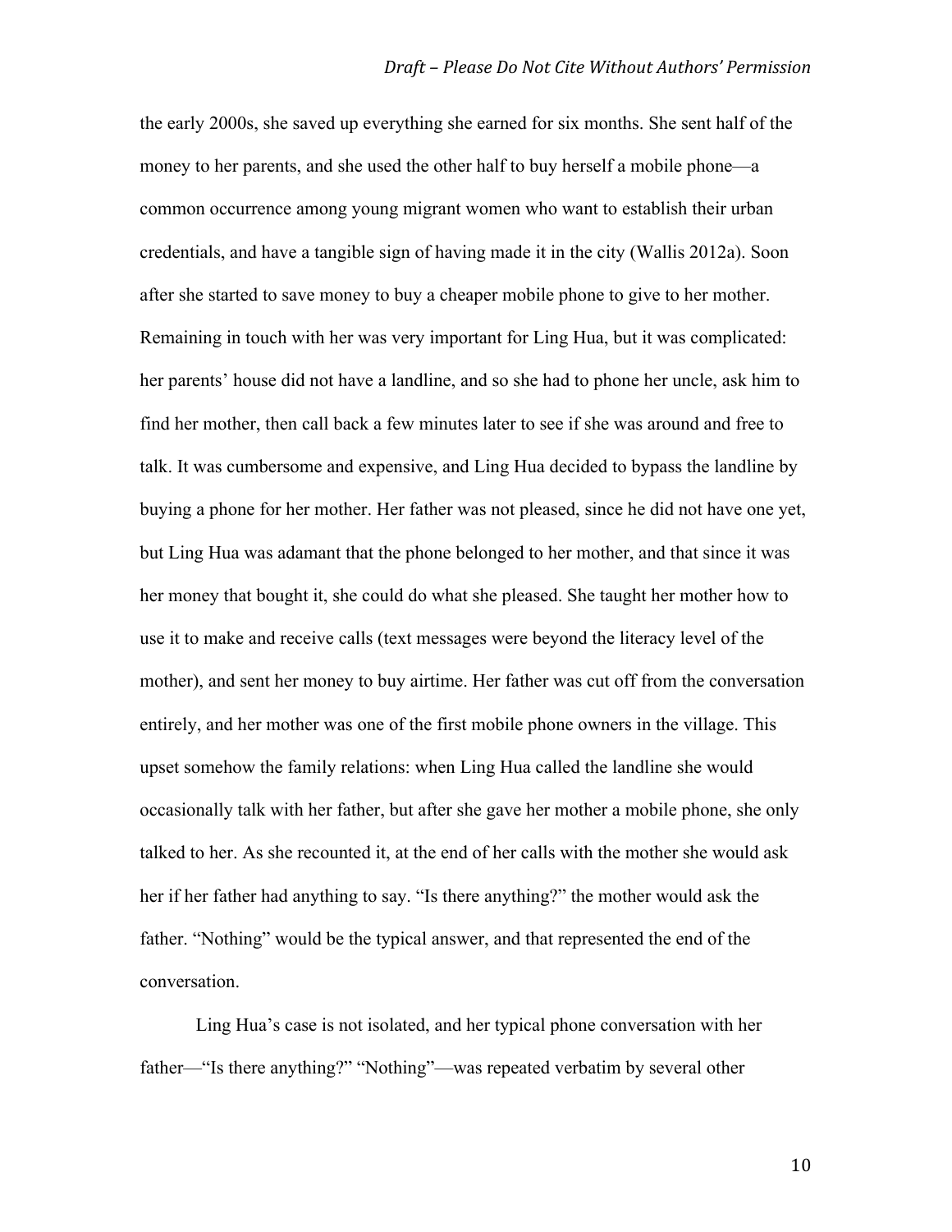the early 2000s, she saved up everything she earned for six months. She sent half of the money to her parents, and she used the other half to buy herself a mobile phone—a common occurrence among young migrant women who want to establish their urban credentials, and have a tangible sign of having made it in the city (Wallis 2012a). Soon after she started to save money to buy a cheaper mobile phone to give to her mother. Remaining in touch with her was very important for Ling Hua, but it was complicated: her parents' house did not have a landline, and so she had to phone her uncle, ask him to find her mother, then call back a few minutes later to see if she was around and free to talk. It was cumbersome and expensive, and Ling Hua decided to bypass the landline by buying a phone for her mother. Her father was not pleased, since he did not have one yet, but Ling Hua was adamant that the phone belonged to her mother, and that since it was her money that bought it, she could do what she pleased. She taught her mother how to use it to make and receive calls (text messages were beyond the literacy level of the mother), and sent her money to buy airtime. Her father was cut off from the conversation entirely, and her mother was one of the first mobile phone owners in the village. This upset somehow the family relations: when Ling Hua called the landline she would occasionally talk with her father, but after she gave her mother a mobile phone, she only talked to her. As she recounted it, at the end of her calls with the mother she would ask her if her father had anything to say. "Is there anything?" the mother would ask the father. "Nothing" would be the typical answer, and that represented the end of the conversation.

Ling Hua's case is not isolated, and her typical phone conversation with her father—"Is there anything?" "Nothing"—was repeated verbatim by several other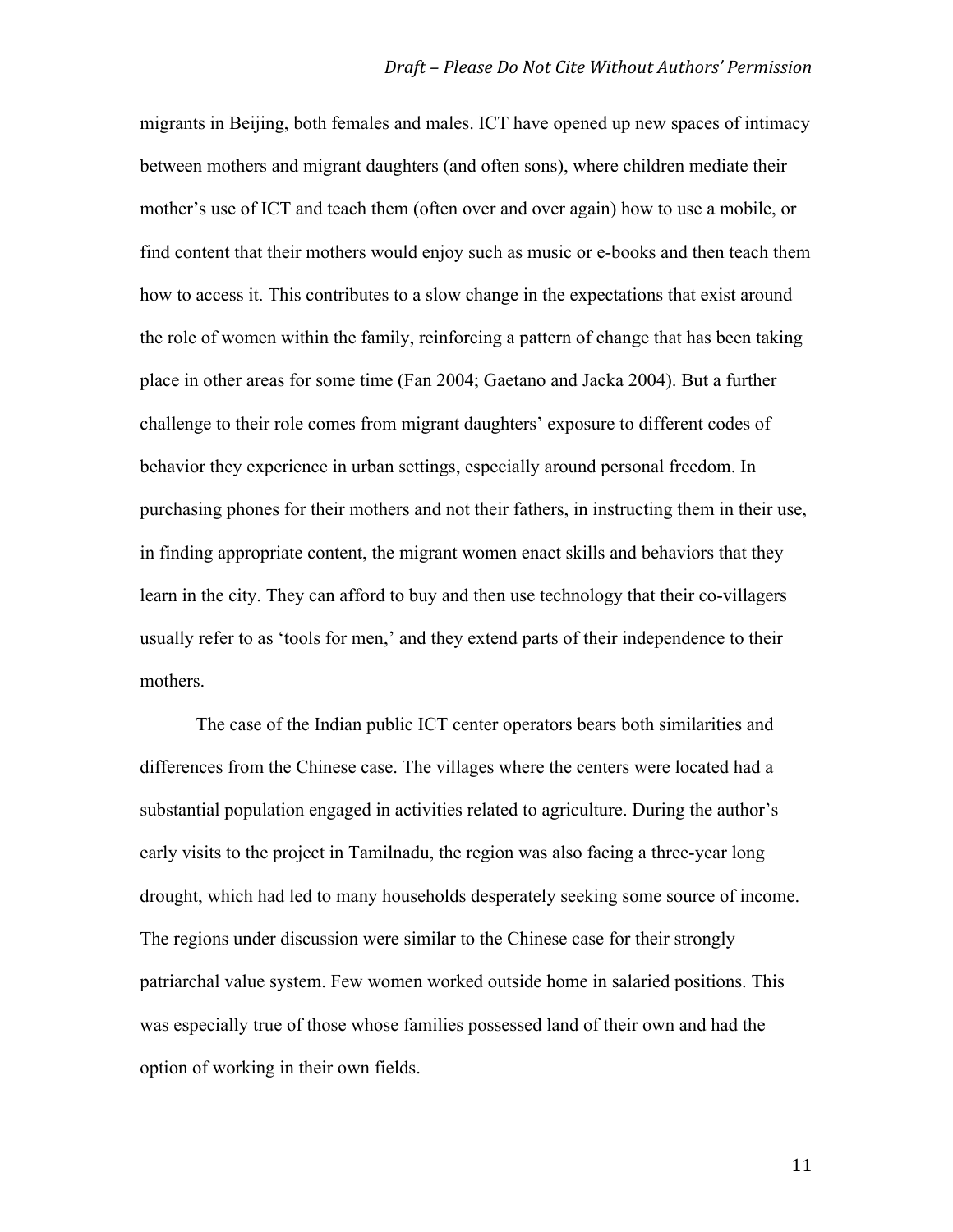migrants in Beijing, both females and males. ICT have opened up new spaces of intimacy between mothers and migrant daughters (and often sons), where children mediate their mother's use of ICT and teach them (often over and over again) how to use a mobile, or find content that their mothers would enjoy such as music or e-books and then teach them how to access it. This contributes to a slow change in the expectations that exist around the role of women within the family, reinforcing a pattern of change that has been taking place in other areas for some time (Fan 2004; Gaetano and Jacka 2004). But a further challenge to their role comes from migrant daughters' exposure to different codes of behavior they experience in urban settings, especially around personal freedom. In purchasing phones for their mothers and not their fathers, in instructing them in their use, in finding appropriate content, the migrant women enact skills and behaviors that they learn in the city. They can afford to buy and then use technology that their co-villagers usually refer to as 'tools for men,' and they extend parts of their independence to their mothers.

The case of the Indian public ICT center operators bears both similarities and differences from the Chinese case. The villages where the centers were located had a substantial population engaged in activities related to agriculture. During the author's early visits to the project in Tamilnadu, the region was also facing a three-year long drought, which had led to many households desperately seeking some source of income. The regions under discussion were similar to the Chinese case for their strongly patriarchal value system. Few women worked outside home in salaried positions. This was especially true of those whose families possessed land of their own and had the option of working in their own fields.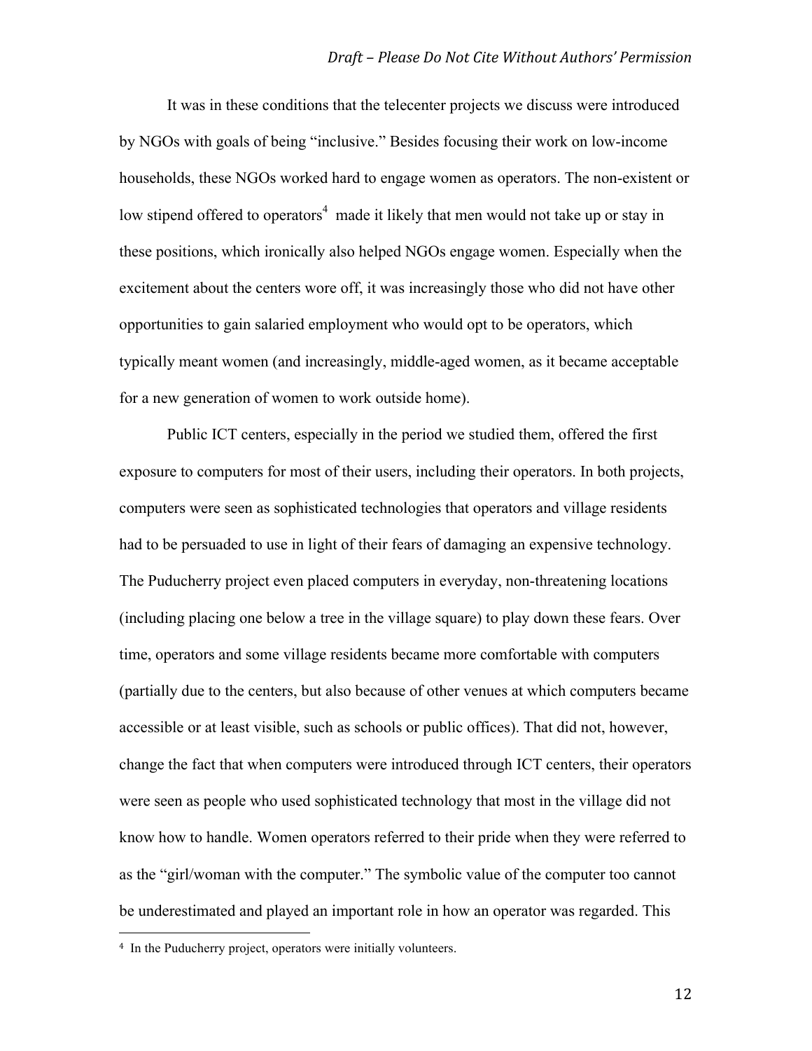It was in these conditions that the telecenter projects we discuss were introduced by NGOs with goals of being "inclusive." Besides focusing their work on low-income households, these NGOs worked hard to engage women as operators. The non-existent or low stipend offered to operators[4] made it likely that men would not take up or stay in these positions, which ironically also helped NGOs engage women. Especially when the excitement about the centers wore off, it was increasingly those who did not have other opportunities to gain salaried employment who would opt to be operators, which typically meant women (and increasingly, middle-aged women, as it became acceptable for a new generation of women to work outside home).

Public ICT centers, especially in the period we studied them, offered the first exposure to computers for most of their users, including their operators. In both projects, computers were seen as sophisticated technologies that operators and village residents had to be persuaded to use in light of their fears of damaging an expensive technology. The Puducherry project even placed computers in everyday, non-threatening locations (including placing one below a tree in the village square) to play down these fears. Over time, operators and some village residents became more comfortable with computers (partially due to the centers, but also because of other venues at which computers became accessible or at least visible, such as schools or public offices). That did not, however, change the fact that when computers were introduced through ICT centers, their operators were seen as people who used sophisticated technology that most in the village did not know how to handle. Women operators referred to their pride when they were referred to as the "girl/woman with the computer." The symbolic value of the computer too cannot be underestimated and played an important role in how an operator was regarded. This

[4] In the Puducherry project, operators were initially volunteers.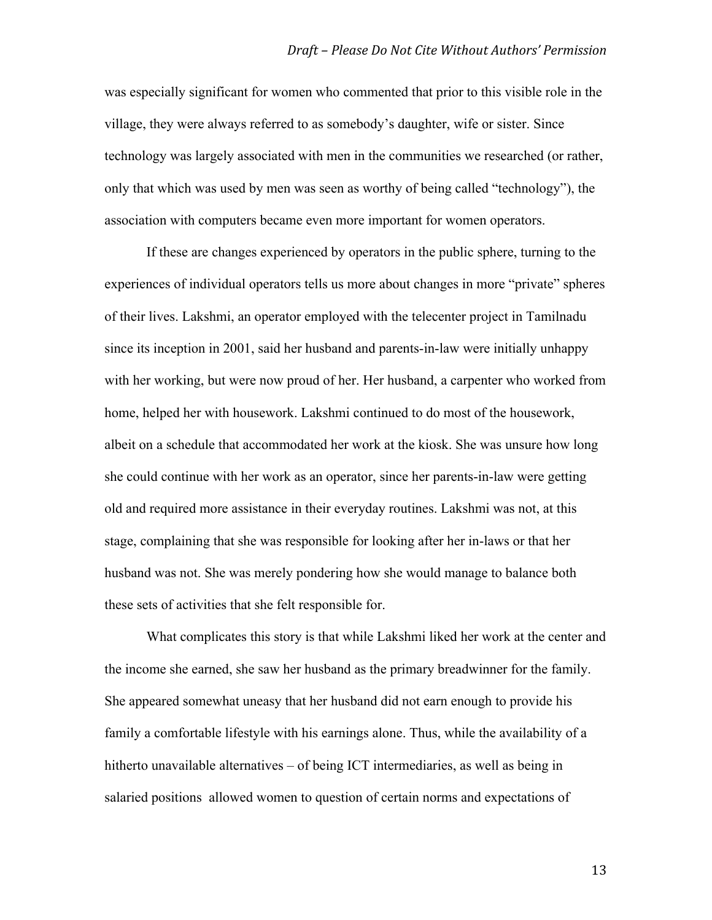was especially significant for women who commented that prior to this visible role in the village, they were always referred to as somebody's daughter, wife or sister. Since technology was largely associated with men in the communities we researched (or rather, only that which was used by men was seen as worthy of being called "technology"), the association with computers became even more important for women operators.

If these are changes experienced by operators in the public sphere, turning to the experiences of individual operators tells us more about changes in more "private" spheres of their lives. Lakshmi, an operator employed with the telecenter project in Tamilnadu since its inception in 2001, said her husband and parents-in-law were initially unhappy with her working, but were now proud of her. Her husband, a carpenter who worked from home, helped her with housework. Lakshmi continued to do most of the housework, albeit on a schedule that accommodated her work at the kiosk. She was unsure how long she could continue with her work as an operator, since her parents-in-law were getting old and required more assistance in their everyday routines. Lakshmi was not, at this stage, complaining that she was responsible for looking after her in-laws or that her husband was not. She was merely pondering how she would manage to balance both these sets of activities that she felt responsible for.

What complicates this story is that while Lakshmi liked her work at the center and the income she earned, she saw her husband as the primary breadwinner for the family. She appeared somewhat uneasy that her husband did not earn enough to provide his family a comfortable lifestyle with his earnings alone. Thus, while the availability of a hitherto unavailable alternatives – of being ICT intermediaries, as well as being in salaried positions allowed women to question of certain norms and expectations of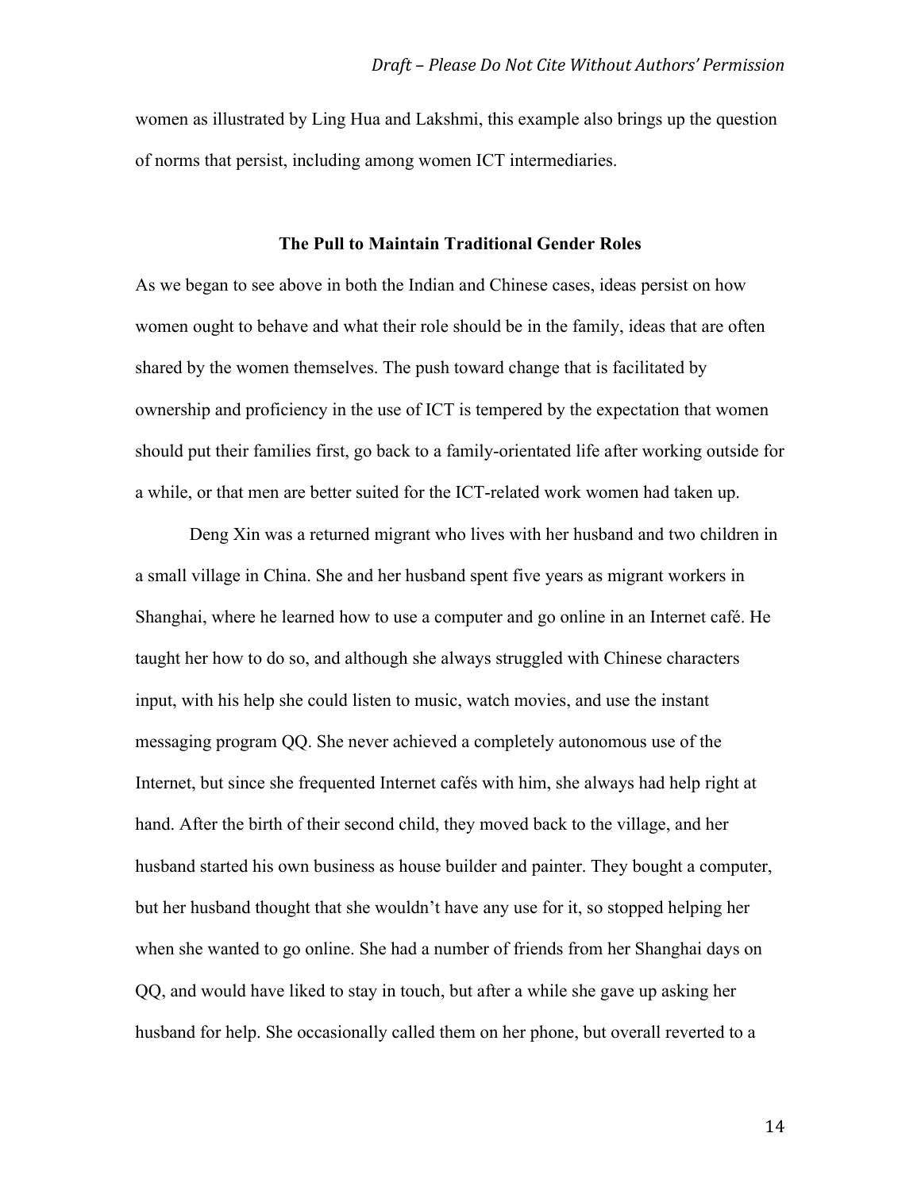women as illustrated by Ling Hua and Lakshmi, this example also brings up the question of norms that persist, including among women ICT intermediaries.

## The Pull to Maintain Traditional Gender Roles

As we began to see above in both the Indian and Chinese cases, ideas persist on how women ought to behave and what their role should be in the family, ideas that are often shared by the women themselves. The push toward change that is facilitated by ownership and proficiency in the use of ICT is tempered by the expectation that women should put their families first, go back to a family-orientated life after working outside for a while, or that men are better suited for the ICT-related work women had taken up.

Deng Xin was a returned migrant who lives with her husband and two children in a small village in China. She and her husband spent five years as migrant workers in Shanghai, where he learned how to use a computer and go online in an Internet café. He taught her how to do so, and although she always struggled with Chinese characters input, with his help she could listen to music, watch movies, and use the instant messaging program QQ. She never achieved a completely autonomous use of the Internet, but since she frequented Internet cafés with him, she always had help right at hand. After the birth of their second child, they moved back to the village, and her husband started his own business as house builder and painter. They bought a computer, but her husband thought that she wouldn't have any use for it, so stopped helping her when she wanted to go online. She had a number of friends from her Shanghai days on QQ, and would have liked to stay in touch, but after a while she gave up asking her husband for help. She occasionally called them on her phone, but overall reverted to a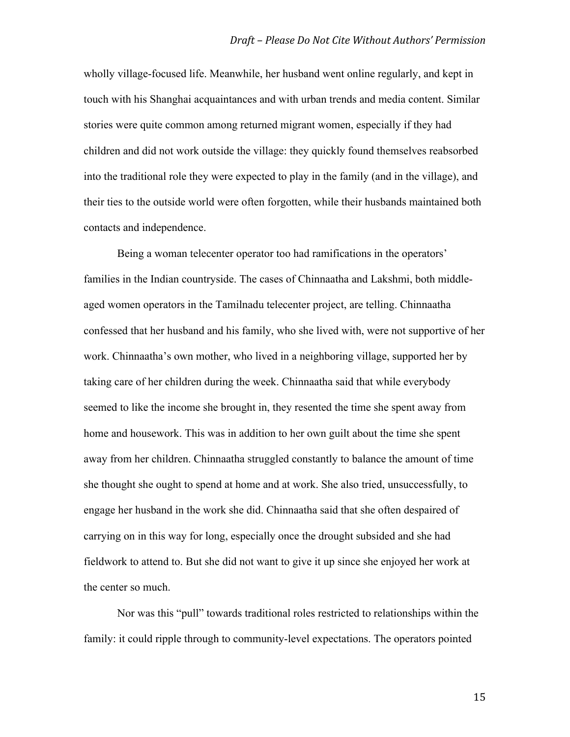wholly village-focused life. Meanwhile, her husband went online regularly, and kept in touch with his Shanghai acquaintances and with urban trends and media content. Similar stories were quite common among returned migrant women, especially if they had children and did not work outside the village: they quickly found themselves reabsorbed into the traditional role they were expected to play in the family (and in the village), and their ties to the outside world were often forgotten, while their husbands maintained both contacts and independence.

Being a woman telecenter operator too had ramifications in the operators' families in the Indian countryside. The cases of Chinnaatha and Lakshmi, both middle-aged women operators in the Tamilnadu telecenter project, are telling. Chinnaatha confessed that her husband and his family, who she lived with, were not supportive of her work. Chinnaatha's own mother, who lived in a neighboring village, supported her by taking care of her children during the week. Chinnaatha said that while everybody seemed to like the income she brought in, they resented the time she spent away from home and housework. This was in addition to her own guilt about the time she spent away from her children. Chinnaatha struggled constantly to balance the amount of time she thought she ought to spend at home and at work. She also tried, unsuccessfully, to engage her husband in the work she did. Chinnaatha said that she often despaired of carrying on in this way for long, especially once the drought subsided and she had fieldwork to attend to. But she did not want to give it up since she enjoyed her work at the center so much.

Nor was this "pull" towards traditional roles restricted to relationships within the family: it could ripple through to community-level expectations. The operators pointed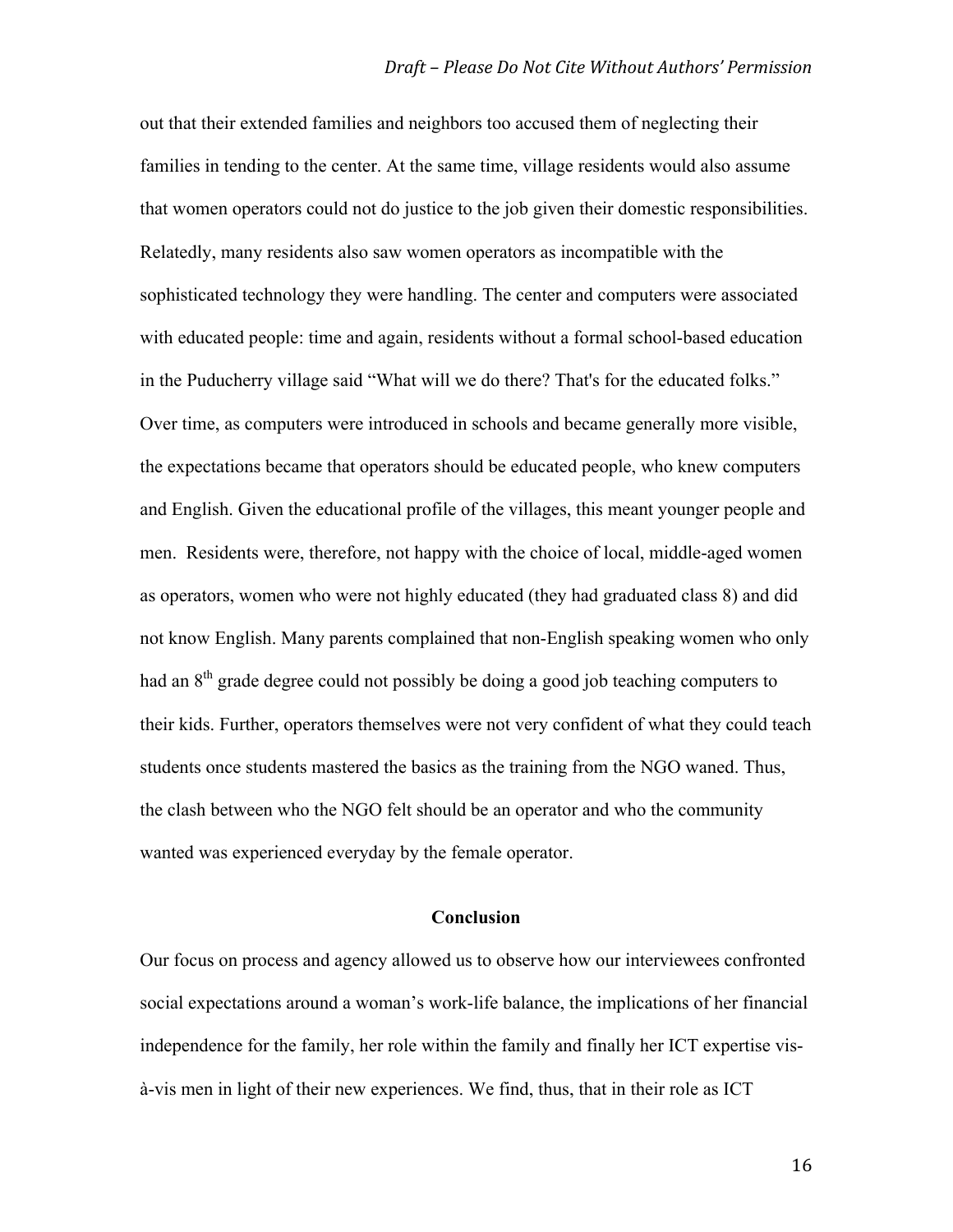out that their extended families and neighbors too accused them of neglecting their families in tending to the center. At the same time, village residents would also assume that women operators could not do justice to the job given their domestic responsibilities. Relatedly, many residents also saw women operators as incompatible with the sophisticated technology they were handling. The center and computers were associated with educated people: time and again, residents without a formal school-based education in the Puducherry village said "What will we do there? That's for the educated folks." Over time, as computers were introduced in schools and became generally more visible, the expectations became that operators should be educated people, who knew computers and English. Given the educational profile of the villages, this meant younger people and men. Residents were, therefore, not happy with the choice of local, middle-aged women as operators, women who were not highly educated (they had graduated class 8) and did not know English. Many parents complained that non-English speaking women who only had an 8th grade degree could not possibly be doing a good job teaching computers to their kids. Further, operators themselves were not very confident of what they could teach students once students mastered the basics as the training from the NGO waned. Thus, the clash between who the NGO felt should be an operator and who the community wanted was experienced everyday by the female operator.

## Conclusion

Our focus on process and agency allowed us to observe how our interviewees confronted social expectations around a woman's work-life balance, the implications of her financial independence for the family, her role within the family and finally her ICT expertise vis-à-vis men in light of their new experiences. We find, thus, that in their role as ICT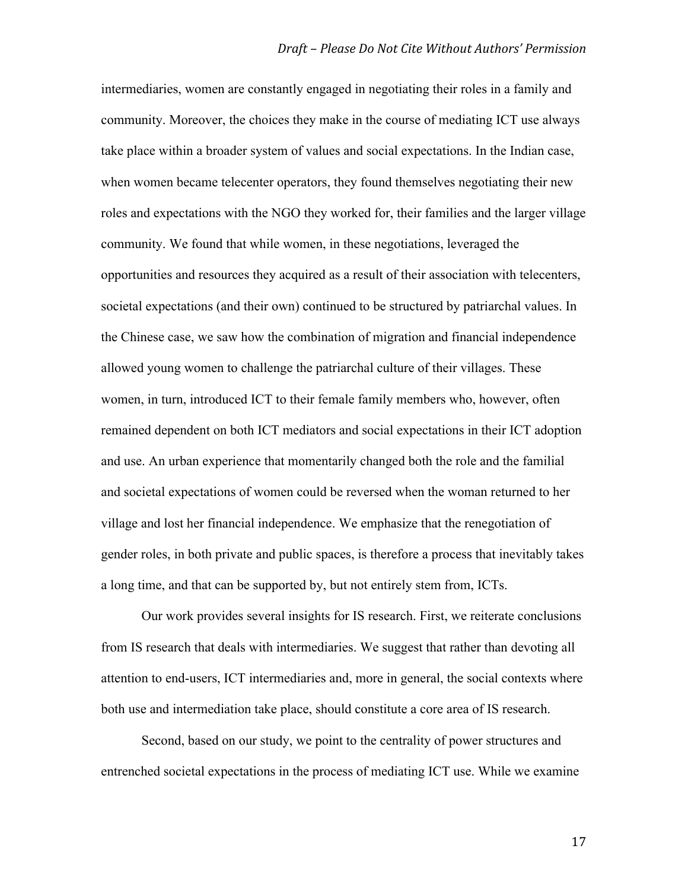intermediaries, women are constantly engaged in negotiating their roles in a family and community. Moreover, the choices they make in the course of mediating ICT use always take place within a broader system of values and social expectations. In the Indian case, when women became telecenter operators, they found themselves negotiating their new roles and expectations with the NGO they worked for, their families and the larger village community. We found that while women, in these negotiations, leveraged the opportunities and resources they acquired as a result of their association with telecenters, societal expectations (and their own) continued to be structured by patriarchal values. In the Chinese case, we saw how the combination of migration and financial independence allowed young women to challenge the patriarchal culture of their villages. These women, in turn, introduced ICT to their female family members who, however, often remained dependent on both ICT mediators and social expectations in their ICT adoption and use. An urban experience that momentarily changed both the role and the familial and societal expectations of women could be reversed when the woman returned to her village and lost her financial independence. We emphasize that the renegotiation of gender roles, in both private and public spaces, is therefore a process that inevitably takes a long time, and that can be supported by, but not entirely stem from, ICTs.

Our work provides several insights for IS research. First, we reiterate conclusions from IS research that deals with intermediaries. We suggest that rather than devoting all attention to end-users, ICT intermediaries and, more in general, the social contexts where both use and intermediation take place, should constitute a core area of IS research.

Second, based on our study, we point to the centrality of power structures and entrenched societal expectations in the process of mediating ICT use. While we examine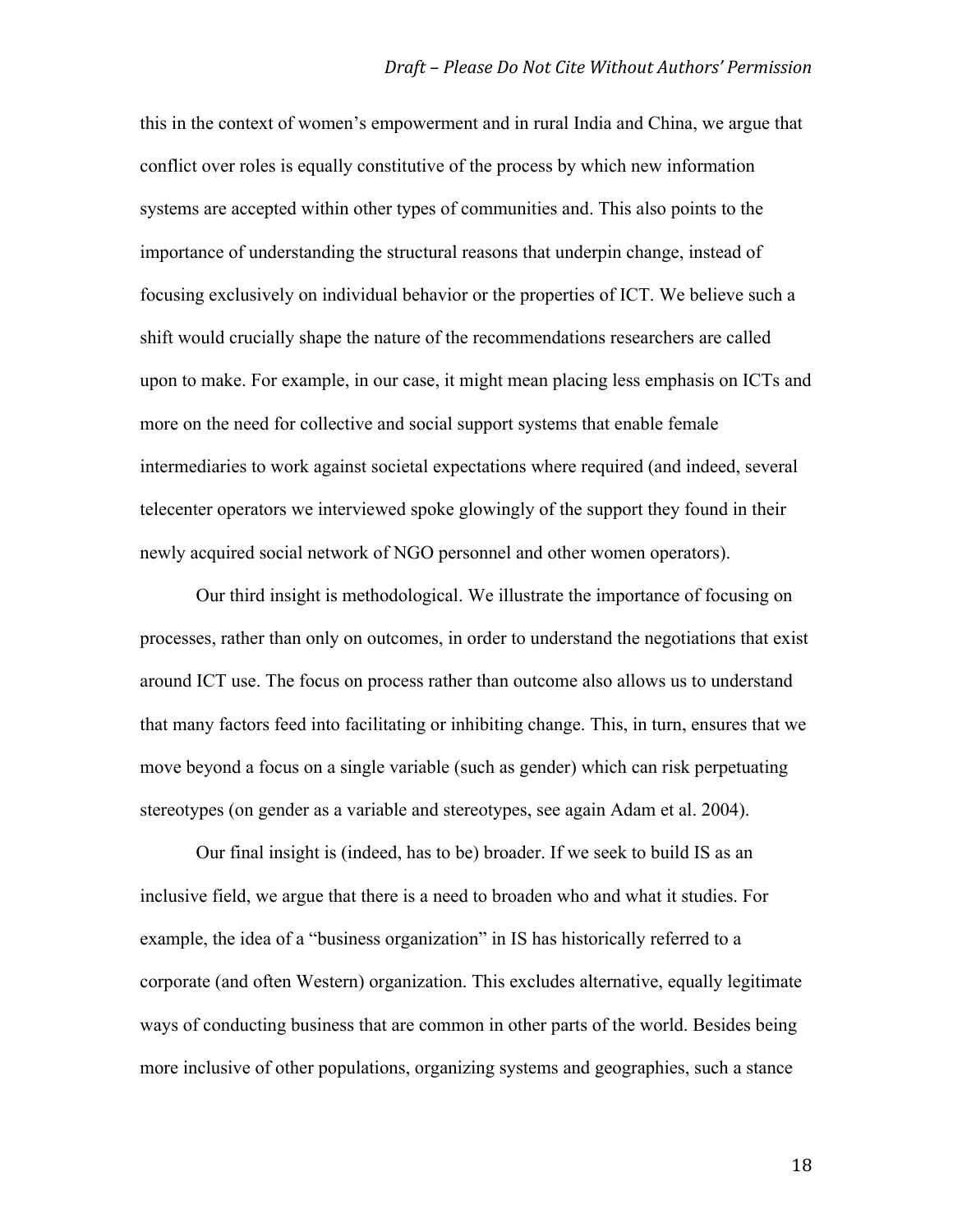this in the context of women's empowerment and in rural India and China, we argue that conflict over roles is equally constitutive of the process by which new information systems are accepted within other types of communities and. This also points to the importance of understanding the structural reasons that underpin change, instead of focusing exclusively on individual behavior or the properties of ICT. We believe such a shift would crucially shape the nature of the recommendations researchers are called upon to make. For example, in our case, it might mean placing less emphasis on ICTs and more on the need for collective and social support systems that enable female intermediaries to work against societal expectations where required (and indeed, several telecenter operators we interviewed spoke glowingly of the support they found in their newly acquired social network of NGO personnel and other women operators).

Our third insight is methodological. We illustrate the importance of focusing on processes, rather than only on outcomes, in order to understand the negotiations that exist around ICT use. The focus on process rather than outcome also allows us to understand that many factors feed into facilitating or inhibiting change. This, in turn, ensures that we move beyond a focus on a single variable (such as gender) which can risk perpetuating stereotypes (on gender as a variable and stereotypes, see again Adam et al. 2004).

Our final insight is (indeed, has to be) broader. If we seek to build IS as an inclusive field, we argue that there is a need to broaden who and what it studies. For example, the idea of a "business organization" in IS has historically referred to a corporate (and often Western) organization. This excludes alternative, equally legitimate ways of conducting business that are common in other parts of the world. Besides being more inclusive of other populations, organizing systems and geographies, such a stance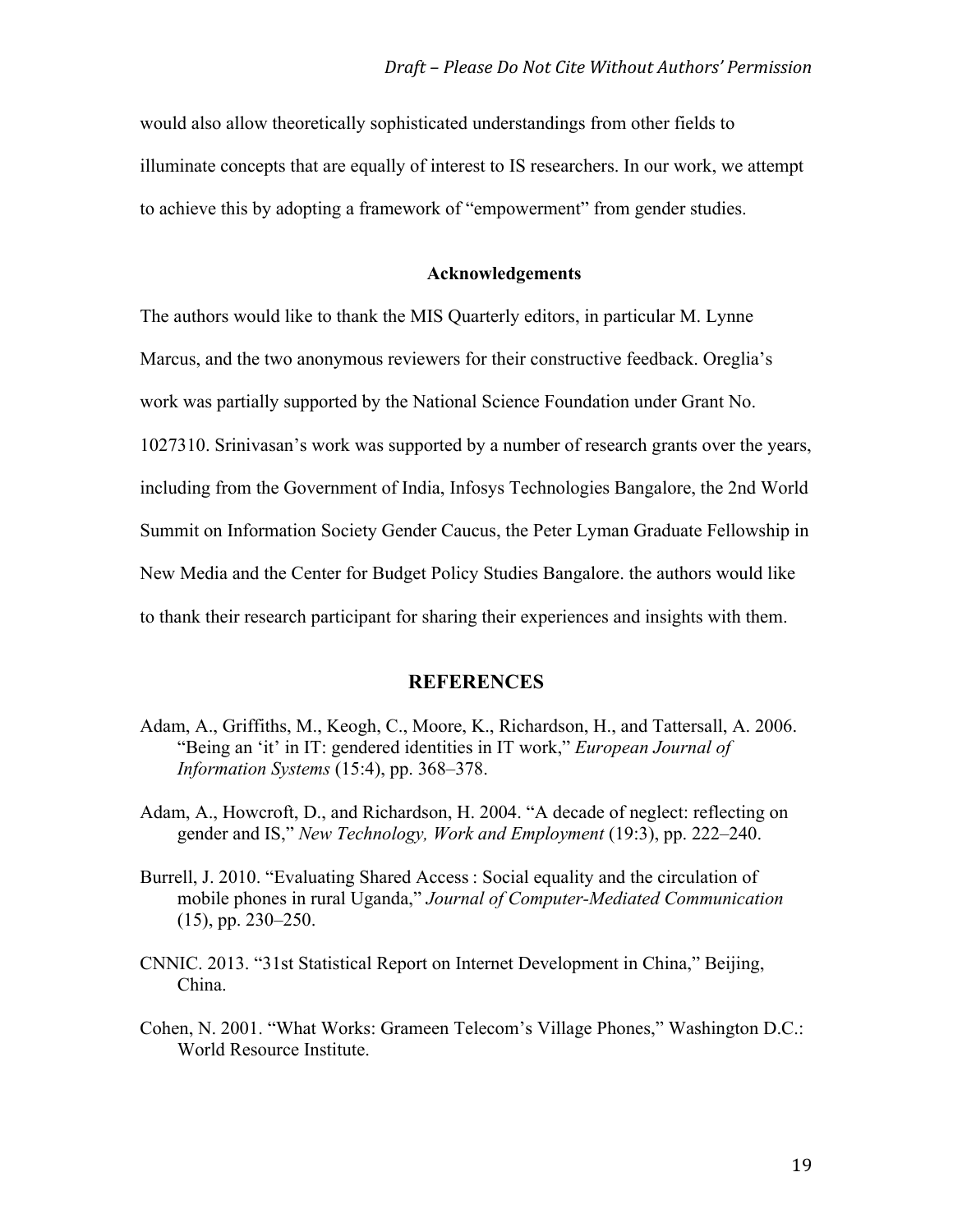would also allow theoretically sophisticated understandings from other fields to illuminate concepts that are equally of interest to IS researchers. In our work, we attempt to achieve this by adopting a framework of "empowerment" from gender studies.

### Acknowledgements

The authors would like to thank the MIS Quarterly editors, in particular M. Lynne Marcus, and the two anonymous reviewers for their constructive feedback. Oreglia's work was partially supported by the National Science Foundation under Grant No. 1027310. Srinivasan's work was supported by a number of research grants over the years, including from the Government of India, Infosys Technologies Bangalore, the 2nd World Summit on Information Society Gender Caucus, the Peter Lyman Graduate Fellowship in New Media and the Center for Budget Policy Studies Bangalore. the authors would like to thank their research participant for sharing their experiences and insights with them.

## REFERENCES

Adam, A., Griffiths, M., Keogh, C., Moore, K., Richardson, H., and Tattersall, A. 2006. "Being an 'it' in IT: gendered identities in IT work," *European Journal of Information Systems* (15:4), pp. 368–378.

Adam, A., Howcroft, D., and Richardson, H. 2004. "A decade of neglect: reflecting on gender and IS," *New Technology, Work and Employment* (19:3), pp. 222–240.

Burrell, J. 2010. "Evaluating Shared Access : Social equality and the circulation of mobile phones in rural Uganda," *Journal of Computer-Mediated Communication* (15), pp. 230–250.

CNNIC. 2013. "31st Statistical Report on Internet Development in China," Beijing, China.

Cohen, N. 2001. "What Works: Grameen Telecom's Village Phones," Washington D.C.: World Resource Institute.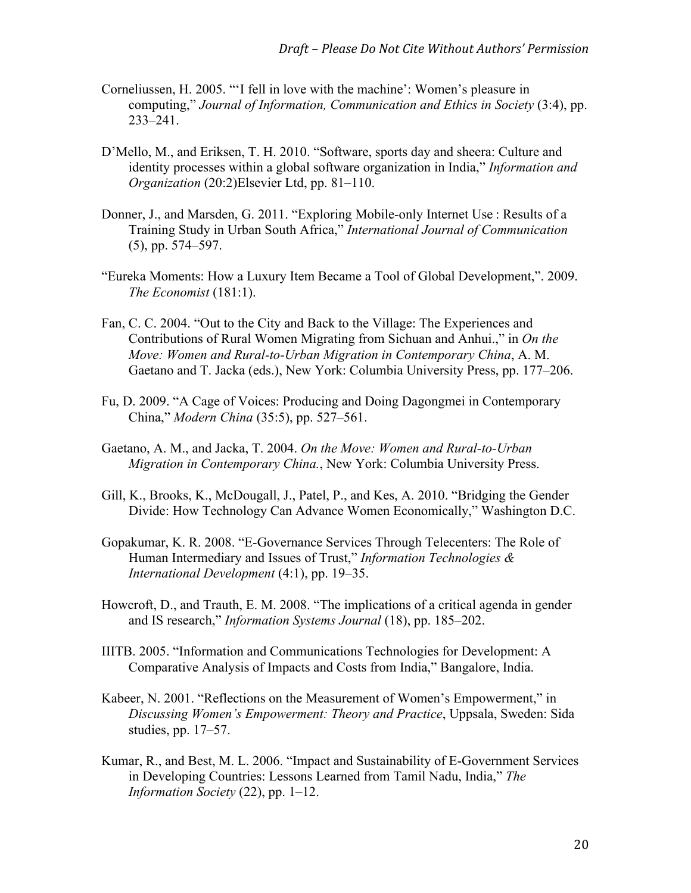Corneliussen, H. 2005. "'I fell in love with the machine': Women's pleasure in computing," *Journal of Information, Communication and Ethics in Society* (3:4), pp. 233–241.

D'Mello, M., and Eriksen, T. H. 2010. "Software, sports day and sheera: Culture and identity processes within a global software organization in India," *Information and Organization* (20:2)Elsevier Ltd, pp. 81–110.

Donner, J., and Marsden, G. 2011. "Exploring Mobile-only Internet Use : Results of a Training Study in Urban South Africa," *International Journal of Communication* (5), pp. 574–597.

"Eureka Moments: How a Luxury Item Became a Tool of Global Development,". 2009. *The Economist* (181:1).

Fan, C. C. 2004. "Out to the City and Back to the Village: The Experiences and Contributions of Rural Women Migrating from Sichuan and Anhui.," in *On the Move: Women and Rural-to-Urban Migration in Contemporary China*, A. M. Gaetano and T. Jacka (eds.), New York: Columbia University Press, pp. 177–206.

Fu, D. 2009. "A Cage of Voices: Producing and Doing Dagongmei in Contemporary China," *Modern China* (35:5), pp. 527–561.

Gaetano, A. M., and Jacka, T. 2004. *On the Move: Women and Rural-to-Urban Migration in Contemporary China.*, New York: Columbia University Press.

Gill, K., Brooks, K., McDougall, J., Patel, P., and Kes, A. 2010. "Bridging the Gender Divide: How Technology Can Advance Women Economically," Washington D.C.

Gopakumar, K. R. 2008. "E-Governance Services Through Telecenters: The Role of Human Intermediary and Issues of Trust," *Information Technologies & International Development* (4:1), pp. 19–35.

Howcroft, D., and Trauth, E. M. 2008. "The implications of a critical agenda in gender and IS research," *Information Systems Journal* (18), pp. 185–202.

IIITB. 2005. "Information and Communications Technologies for Development: A Comparative Analysis of Impacts and Costs from India," Bangalore, India.

Kabeer, N. 2001. "Reflections on the Measurement of Women's Empowerment," in *Discussing Women's Empowerment: Theory and Practice*, Uppsala, Sweden: Sida studies, pp. 17–57.

Kumar, R., and Best, M. L. 2006. "Impact and Sustainability of E-Government Services in Developing Countries: Lessons Learned from Tamil Nadu, India," *The Information Society* (22), pp. 1–12.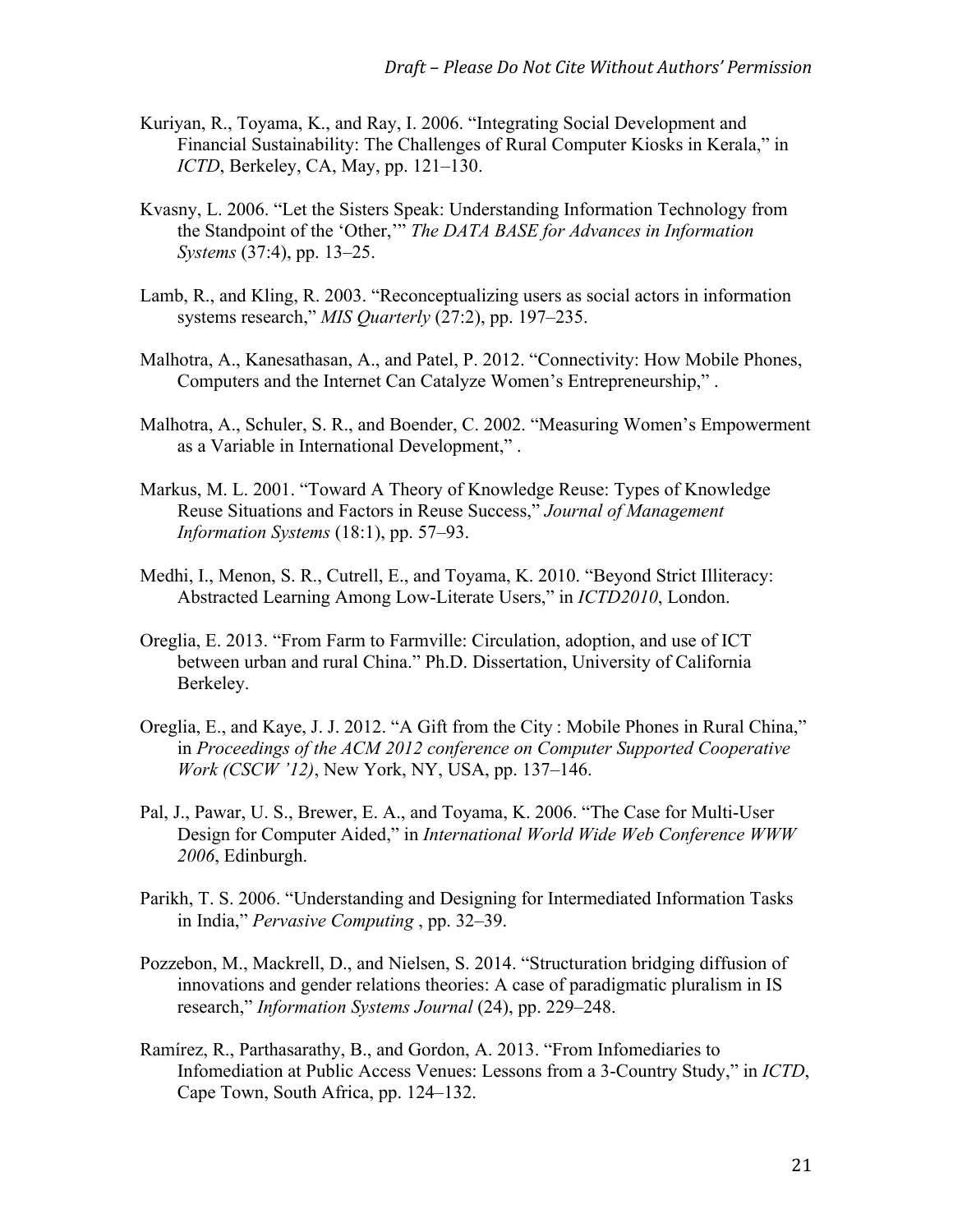Kuriyan, R., Toyama, K., and Ray, I. 2006. "Integrating Social Development and Financial Sustainability: The Challenges of Rural Computer Kiosks in Kerala," in *ICTD*, Berkeley, CA, May, pp. 121–130.

Kvasny, L. 2006. "Let the Sisters Speak: Understanding Information Technology from the Standpoint of the 'Other,'" *The DATA BASE for Advances in Information Systems* (37:4), pp. 13–25.

Lamb, R., and Kling, R. 2003. "Reconceptualizing users as social actors in information systems research," *MIS Quarterly* (27:2), pp. 197–235.

Malhotra, A., Kanesathasan, A., and Patel, P. 2012. "Connectivity: How Mobile Phones, Computers and the Internet Can Catalyze Women's Entrepreneurship," .

Malhotra, A., Schuler, S. R., and Boender, C. 2002. "Measuring Women's Empowerment as a Variable in International Development," .

Markus, M. L. 2001. "Toward A Theory of Knowledge Reuse: Types of Knowledge Reuse Situations and Factors in Reuse Success," *Journal of Management Information Systems* (18:1), pp. 57–93.

Medhi, I., Menon, S. R., Cutrell, E., and Toyama, K. 2010. "Beyond Strict Illiteracy: Abstracted Learning Among Low-Literate Users," in *ICTD2010*, London.

Oreglia, E. 2013. "From Farm to Farmville: Circulation, adoption, and use of ICT between urban and rural China." Ph.D. Dissertation, University of California Berkeley.

Oreglia, E., and Kaye, J. J. 2012. "A Gift from the City : Mobile Phones in Rural China," in *Proceedings of the ACM 2012 conference on Computer Supported Cooperative Work (CSCW '12)*, New York, NY, USA, pp. 137–146.

Pal, J., Pawar, U. S., Brewer, E. A., and Toyama, K. 2006. "The Case for Multi-User Design for Computer Aided," in *International World Wide Web Conference WWW 2006*, Edinburgh.

Parikh, T. S. 2006. "Understanding and Designing for Intermediated Information Tasks in India," *Pervasive Computing* , pp. 32–39.

Pozzebon, M., Mackrell, D., and Nielsen, S. 2014. "Structuration bridging diffusion of innovations and gender relations theories: A case of paradigmatic pluralism in IS research," *Information Systems Journal* (24), pp. 229–248.

Ramírez, R., Parthasarathy, B., and Gordon, A. 2013. "From Infomediaries to Infomediation at Public Access Venues: Lessons from a 3-Country Study," in *ICTD*, Cape Town, South Africa, pp. 124–132.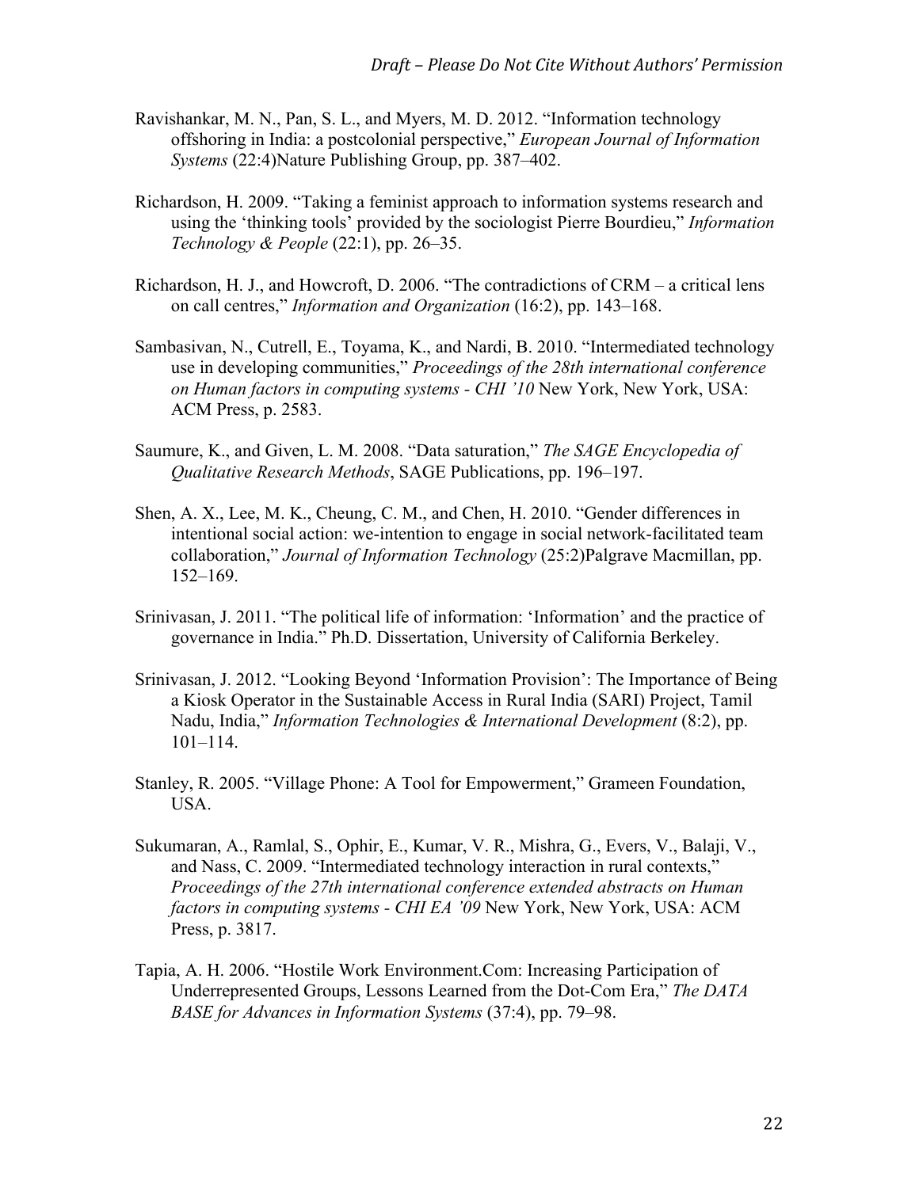Ravishankar, M. N., Pan, S. L., and Myers, M. D. 2012. "Information technology offshoring in India: a postcolonial perspective," *European Journal of Information Systems* (22:4)Nature Publishing Group, pp. 387–402.

Richardson, H. 2009. "Taking a feminist approach to information systems research and using the 'thinking tools' provided by the sociologist Pierre Bourdieu," *Information Technology & People* (22:1), pp. 26–35.

Richardson, H. J., and Howcroft, D. 2006. "The contradictions of CRM – a critical lens on call centres," *Information and Organization* (16:2), pp. 143–168.

Sambasivan, N., Cutrell, E., Toyama, K., and Nardi, B. 2010. "Intermediated technology use in developing communities," *Proceedings of the 28th international conference on Human factors in computing systems - CHI '10* New York, New York, USA: ACM Press, p. 2583.

Saumure, K., and Given, L. M. 2008. "Data saturation," *The SAGE Encyclopedia of Qualitative Research Methods*, SAGE Publications, pp. 196–197.

Shen, A. X., Lee, M. K., Cheung, C. M., and Chen, H. 2010. "Gender differences in intentional social action: we-intention to engage in social network-facilitated team collaboration," *Journal of Information Technology* (25:2)Palgrave Macmillan, pp. 152–169.

Srinivasan, J. 2011. "The political life of information: 'Information' and the practice of governance in India." Ph.D. Dissertation, University of California Berkeley.

Srinivasan, J. 2012. "Looking Beyond 'Information Provision': The Importance of Being a Kiosk Operator in the Sustainable Access in Rural India (SARI) Project, Tamil Nadu, India," *Information Technologies & International Development* (8:2), pp. 101–114.

Stanley, R. 2005. "Village Phone: A Tool for Empowerment," Grameen Foundation, USA.

Sukumaran, A., Ramlal, S., Ophir, E., Kumar, V. R., Mishra, G., Evers, V., Balaji, V., and Nass, C. 2009. "Intermediated technology interaction in rural contexts," *Proceedings of the 27th international conference extended abstracts on Human factors in computing systems - CHI EA '09* New York, New York, USA: ACM Press, p. 3817.

Tapia, A. H. 2006. "Hostile Work Environment.Com: Increasing Participation of Underrepresented Groups, Lessons Learned from the Dot-Com Era," *The DATA BASE for Advances in Information Systems* (37:4), pp. 79–98.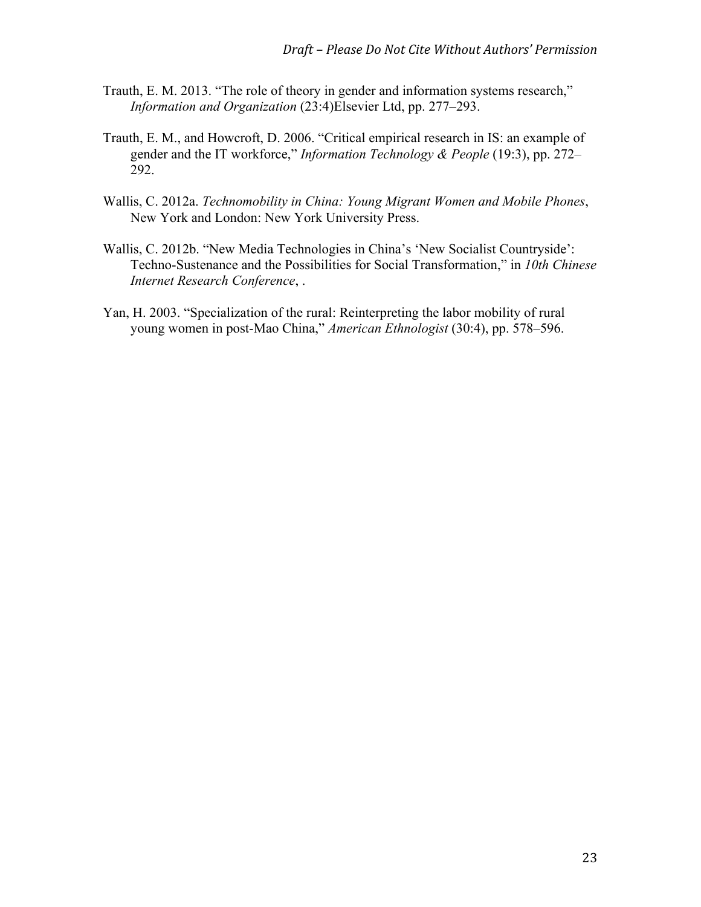Trauth, E. M. 2013. "The role of theory in gender and information systems research," *Information and Organization* (23:4)Elsevier Ltd, pp. 277–293.

Trauth, E. M., and Howcroft, D. 2006. "Critical empirical research in IS: an example of gender and the IT workforce," *Information Technology & People* (19:3), pp. 272–292.

Wallis, C. 2012a. *Technomobility in China: Young Migrant Women and Mobile Phones*, New York and London: New York University Press.

Wallis, C. 2012b. "New Media Technologies in China's 'New Socialist Countryside': Techno-Sustenance and the Possibilities for Social Transformation," in *10th Chinese Internet Research Conference*, .

Yan, H. 2003. "Specialization of the rural: Reinterpreting the labor mobility of rural young women in post-Mao China," *American Ethnologist* (30:4), pp. 578–596.